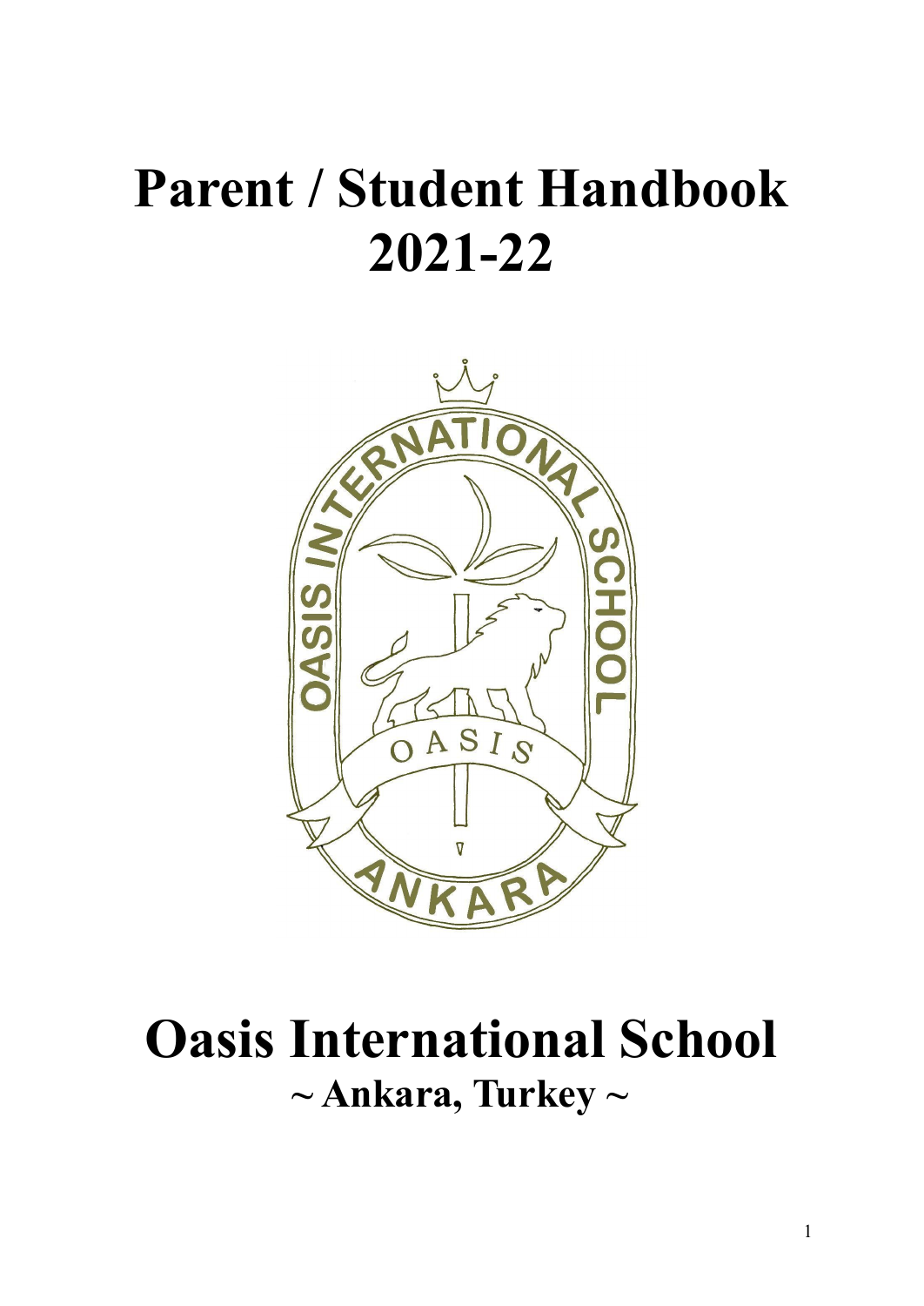# Parent / Student Handbook 2021-22

# Oasis International School

## ~ Ankara, Turkey ~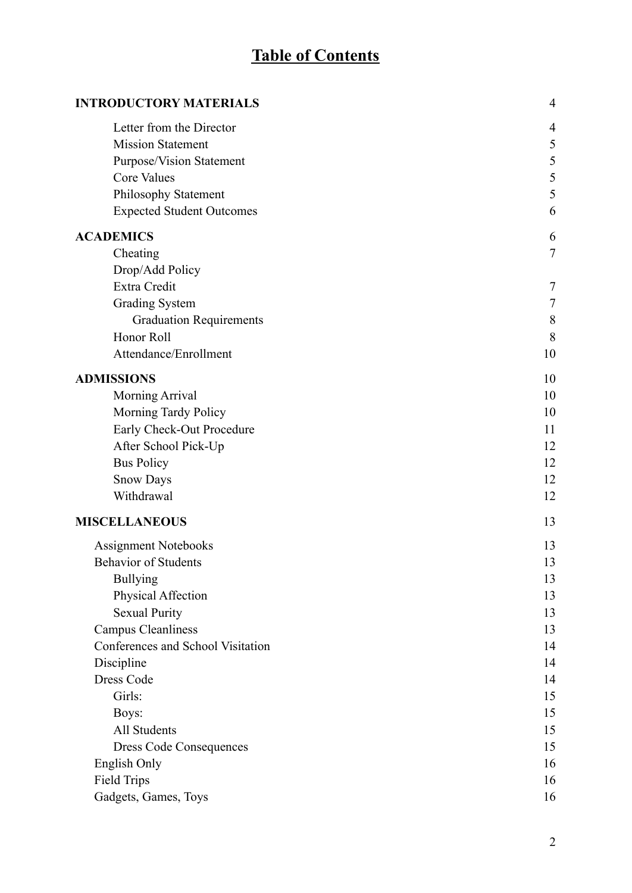# Table of Contents

| | |
|---|---|
| **INTRODUCTORY MATERIALS** | 4 |
| Letter from the Director | 4 |
| Mission Statement | 5 |
| Purpose/Vision Statement | 5 |
| Core Values | 5 |
| Philosophy Statement | 5 |
| Expected Student Outcomes | 6 |
| **ACADEMICS** | 6 |
| Cheating | 7 |
| Drop/Add Policy | |
| Extra Credit | 7 |
| Grading System | 7 |
| Graduation Requirements | 8 |
| Honor Roll | 8 |
| Attendance/Enrollment | 10 |
| **ADMISSIONS** | 10 |
| Morning Arrival | 10 |
| Morning Tardy Policy | 10 |
| Early Check-Out Procedure | 11 |
| After School Pick-Up | 12 |
| Bus Policy | 12 |
| Snow Days | 12 |
| Withdrawal | 12 |
| **MISCELLANEOUS** | 13 |
| Assignment Notebooks | 13 |
| Behavior of Students | 13 |
| Bullying | 13 |
| Physical Affection | 13 |
| Sexual Purity | 13 |
| Campus Cleanliness | 13 |
| Conferences and School Visitation | 14 |
| Discipline | 14 |
| Dress Code | 14 |
| Girls: | 15 |
| Boys: | 15 |
| All Students | 15 |
| Dress Code Consequences | 15 |
| English Only | 16 |
| Field Trips | 16 |
| Gadgets, Games, Toys | 16 |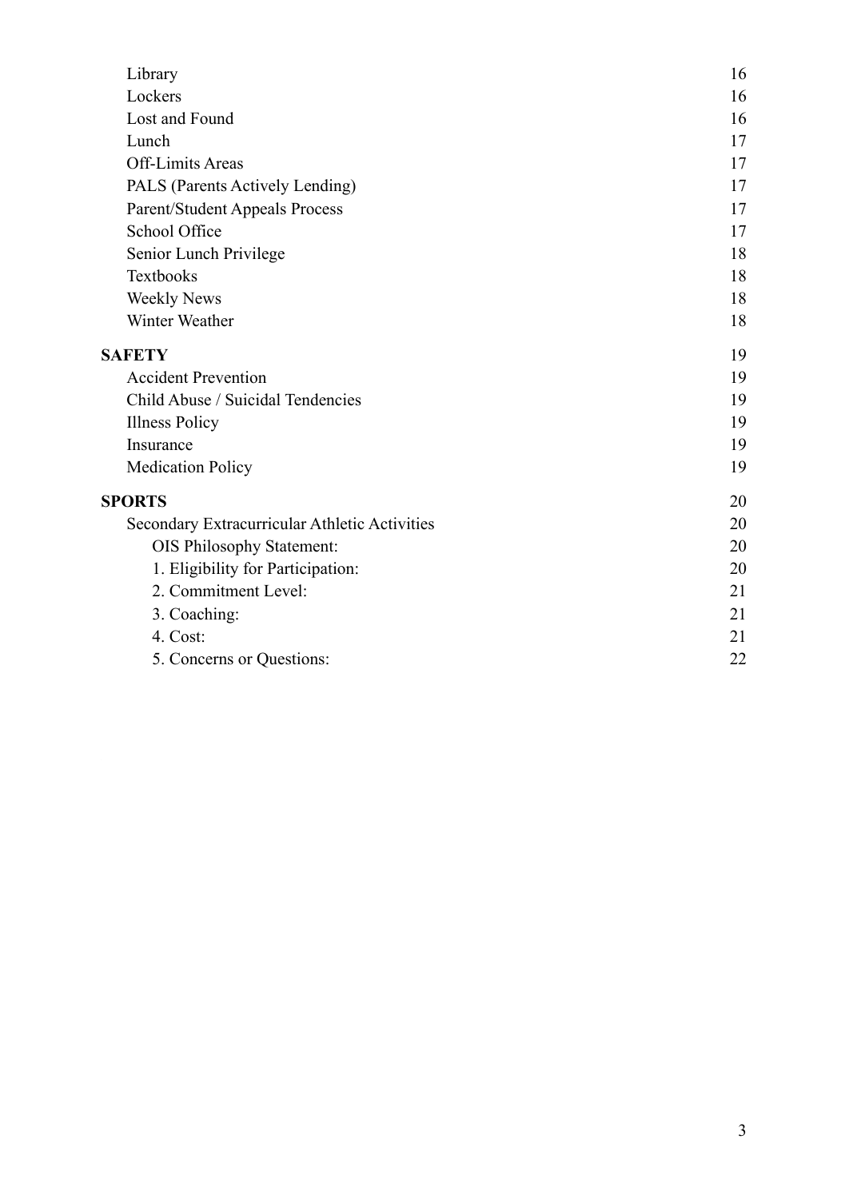| | |
|---|---|
| Library | 16 |
| Lockers | 16 |
| Lost and Found | 16 |
| Lunch | 17 |
| Off-Limits Areas | 17 |
| PALS (Parents Actively Lending) | 17 |
| Parent/Student Appeals Process | 17 |
| School Office | 17 |
| Senior Lunch Privilege | 18 |
| Textbooks | 18 |
| Weekly News | 18 |
| Winter Weather | 18 |
| **SAFETY** | 19 |
| Accident Prevention | 19 |
| Child Abuse / Suicidal Tendencies | 19 |
| Illness Policy | 19 |
| Insurance | 19 |
| Medication Policy | 19 |
| **SPORTS** | 20 |
| Secondary Extracurricular Athletic Activities | 20 |
| OIS Philosophy Statement: | 20 |
| 1. Eligibility for Participation: | 20 |
| 2. Commitment Level: | 21 |
| 3. Coaching: | 21 |
| 4. Cost: | 21 |
| 5. Concerns or Questions: | 22 |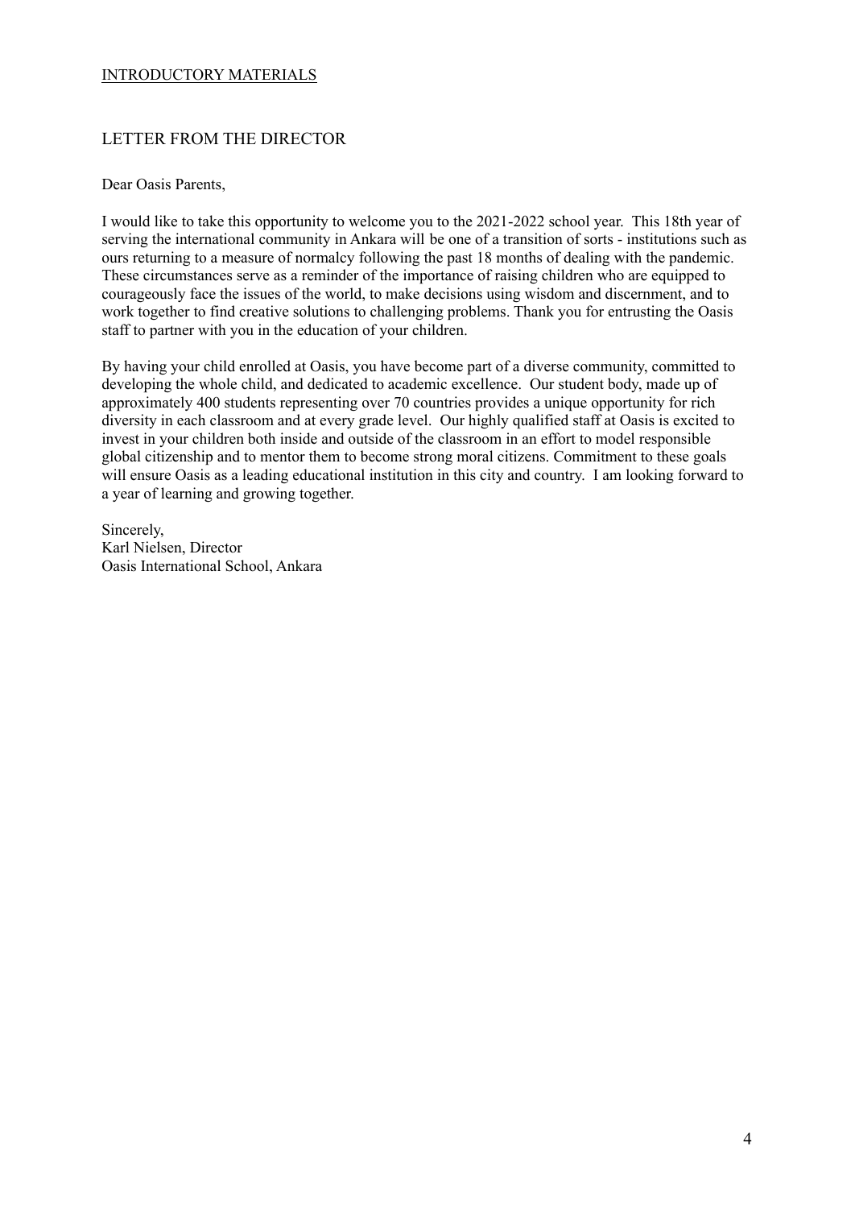INTRODUCTORY MATERIALS

## LETTER FROM THE DIRECTOR

Dear Oasis Parents,

I would like to take this opportunity to welcome you to the 2021-2022 school year. This 18th year of serving the international community in Ankara will be one of a transition of sorts - institutions such as ours returning to a measure of normalcy following the past 18 months of dealing with the pandemic. These circumstances serve as a reminder of the importance of raising children who are equipped to courageously face the issues of the world, to make decisions using wisdom and discernment, and to work together to find creative solutions to challenging problems. Thank you for entrusting the Oasis staff to partner with you in the education of your children.

By having your child enrolled at Oasis, you have become part of a diverse community, committed to developing the whole child, and dedicated to academic excellence. Our student body, made up of approximately 400 students representing over 70 countries provides a unique opportunity for rich diversity in each classroom and at every grade level. Our highly qualified staff at Oasis is excited to invest in your children both inside and outside of the classroom in an effort to model responsible global citizenship and to mentor them to become strong moral citizens. Commitment to these goals will ensure Oasis as a leading educational institution in this city and country. I am looking forward to a year of learning and growing together.

Sincerely,  
Karl Nielsen, Director  
Oasis International School, Ankara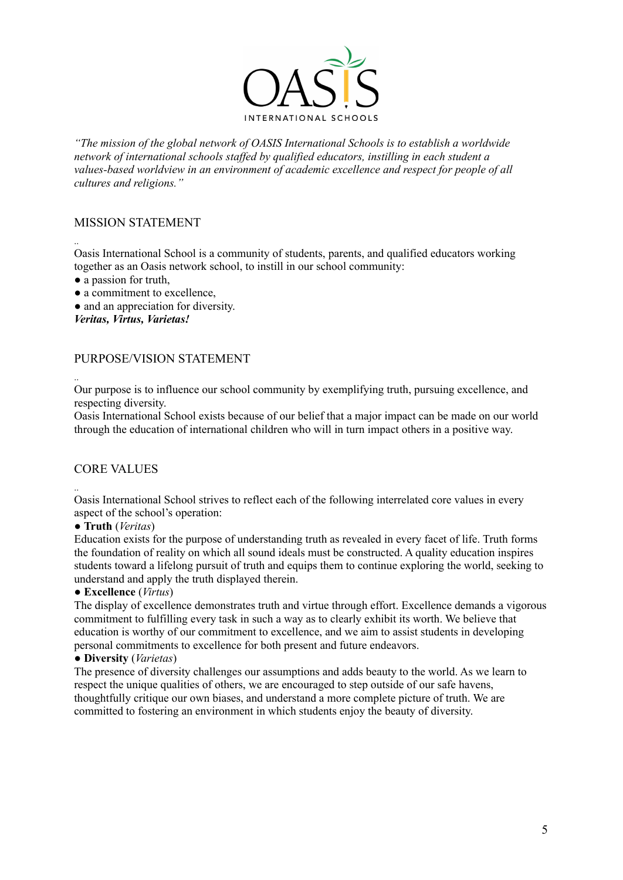*"The mission of the global network of OASIS International Schools is to establish a worldwide network of international schools staffed by qualified educators, instilling in each student a values-based worldview in an environment of academic excellence and respect for people of all cultures and religions."*

## MISSION STATEMENT

Oasis International School is a community of students, parents, and qualified educators working together as an Oasis network school, to instill in our school community:

- a passion for truth,
- a commitment to excellence,
- and an appreciation for diversity.

***Veritas, Virtus, Varietas!***

## PURPOSE/VISION STATEMENT

Our purpose is to influence our school community by exemplifying truth, pursuing excellence, and respecting diversity.
Oasis International School exists because of our belief that a major impact can be made on our world through the education of international children who will in turn impact others in a positive way.

## CORE VALUES

Oasis International School strives to reflect each of the following interrelated core values in every aspect of the school's operation:

- **Truth** (*Veritas*)

Education exists for the purpose of understanding truth as revealed in every facet of life. Truth forms the foundation of reality on which all sound ideals must be constructed. A quality education inspires students toward a lifelong pursuit of truth and equips them to continue exploring the world, seeking to understand and apply the truth displayed therein.

- **Excellence** (*Virtus*)

The display of excellence demonstrates truth and virtue through effort. Excellence demands a vigorous commitment to fulfilling every task in such a way as to clearly exhibit its worth. We believe that education is worthy of our commitment to excellence, and we aim to assist students in developing personal commitments to excellence for both present and future endeavors.

- **Diversity** (*Varietas*)

The presence of diversity challenges our assumptions and adds beauty to the world. As we learn to respect the unique qualities of others, we are encouraged to step outside of our safe havens, thoughtfully critique our own biases, and understand a more complete picture of truth. We are committed to fostering an environment in which students enjoy the beauty of diversity.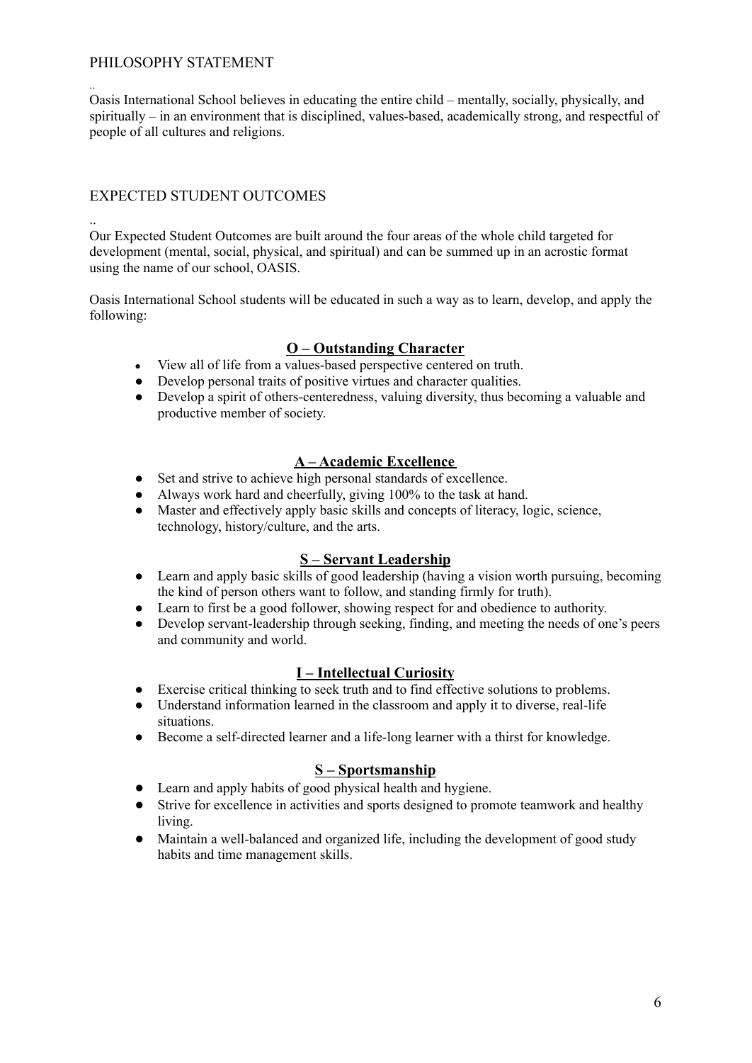## PHILOSOPHY STATEMENT

..
Oasis International School believes in educating the entire child – mentally, socially, physically, and spiritually – in an environment that is disciplined, values-based, academically strong, and respectful of people of all cultures and religions.

## EXPECTED STUDENT OUTCOMES

..
Our Expected Student Outcomes are built around the four areas of the whole child targeted for development (mental, social, physical, and spiritual) and can be summed up in an acrostic format using the name of our school, OASIS.

Oasis International School students will be educated in such a way as to learn, develop, and apply the following:

### O – Outstanding Character

- View all of life from a values-based perspective centered on truth.
- Develop personal traits of positive virtues and character qualities.
- Develop a spirit of others-centeredness, valuing diversity, thus becoming a valuable and productive member of society.

### A – Academic Excellence

- Set and strive to achieve high personal standards of excellence.
- Always work hard and cheerfully, giving 100% to the task at hand.
- Master and effectively apply basic skills and concepts of literacy, logic, science, technology, history/culture, and the arts.

### S – Servant Leadership

- Learn and apply basic skills of good leadership (having a vision worth pursuing, becoming the kind of person others want to follow, and standing firmly for truth).
- Learn to first be a good follower, showing respect for and obedience to authority.
- Develop servant-leadership through seeking, finding, and meeting the needs of one's peers and community and world.

### I – Intellectual Curiosity

- Exercise critical thinking to seek truth and to find effective solutions to problems.
- Understand information learned in the classroom and apply it to diverse, real-life situations.
- Become a self-directed learner and a life-long learner with a thirst for knowledge.

### S – Sportsmanship

- Learn and apply habits of good physical health and hygiene.
- Strive for excellence in activities and sports designed to promote teamwork and healthy living.
- Maintain a well-balanced and organized life, including the development of good study habits and time management skills.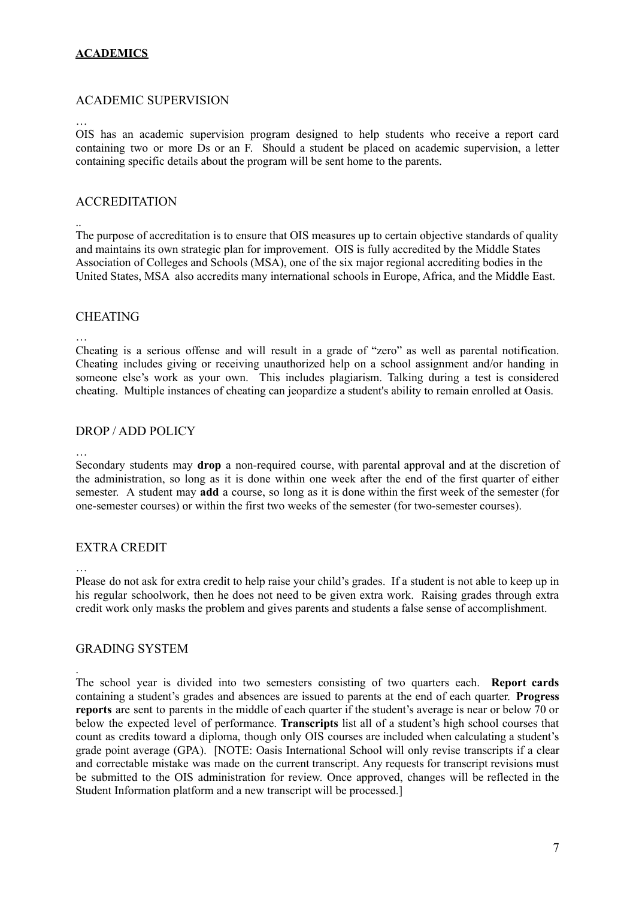# ACADEMICS

## ACADEMIC SUPERVISION

…

OIS has an academic supervision program designed to help students who receive a report card containing two or more Ds or an F. Should a student be placed on academic supervision, a letter containing specific details about the program will be sent home to the parents.

## ACCREDITATION

..

The purpose of accreditation is to ensure that OIS measures up to certain objective standards of quality and maintains its own strategic plan for improvement. OIS is fully accredited by the Middle States Association of Colleges and Schools (MSA), one of the six major regional accrediting bodies in the United States, MSA also accredits many international schools in Europe, Africa, and the Middle East.

## CHEATING

…

Cheating is a serious offense and will result in a grade of "zero" as well as parental notification. Cheating includes giving or receiving unauthorized help on a school assignment and/or handing in someone else's work as your own. This includes plagiarism. Talking during a test is considered cheating. Multiple instances of cheating can jeopardize a student's ability to remain enrolled at Oasis.

## DROP / ADD POLICY

…

Secondary students may **drop** a non-required course, with parental approval and at the discretion of the administration, so long as it is done within one week after the end of the first quarter of either semester. A student may **add** a course, so long as it is done within the first week of the semester (for one-semester courses) or within the first two weeks of the semester (for two-semester courses).

## EXTRA CREDIT

…

Please do not ask for extra credit to help raise your child's grades. If a student is not able to keep up in his regular schoolwork, then he does not need to be given extra work. Raising grades through extra credit work only masks the problem and gives parents and students a false sense of accomplishment.

## GRADING SYSTEM

.

The school year is divided into two semesters consisting of two quarters each. **Report cards** containing a student's grades and absences are issued to parents at the end of each quarter. **Progress reports** are sent to parents in the middle of each quarter if the student's average is near or below 70 or below the expected level of performance. **Transcripts** list all of a student's high school courses that count as credits toward a diploma, though only OIS courses are included when calculating a student's grade point average (GPA). [NOTE: Oasis International School will only revise transcripts if a clear and correctable mistake was made on the current transcript. Any requests for transcript revisions must be submitted to the OIS administration for review. Once approved, changes will be reflected in the Student Information platform and a new transcript will be processed.]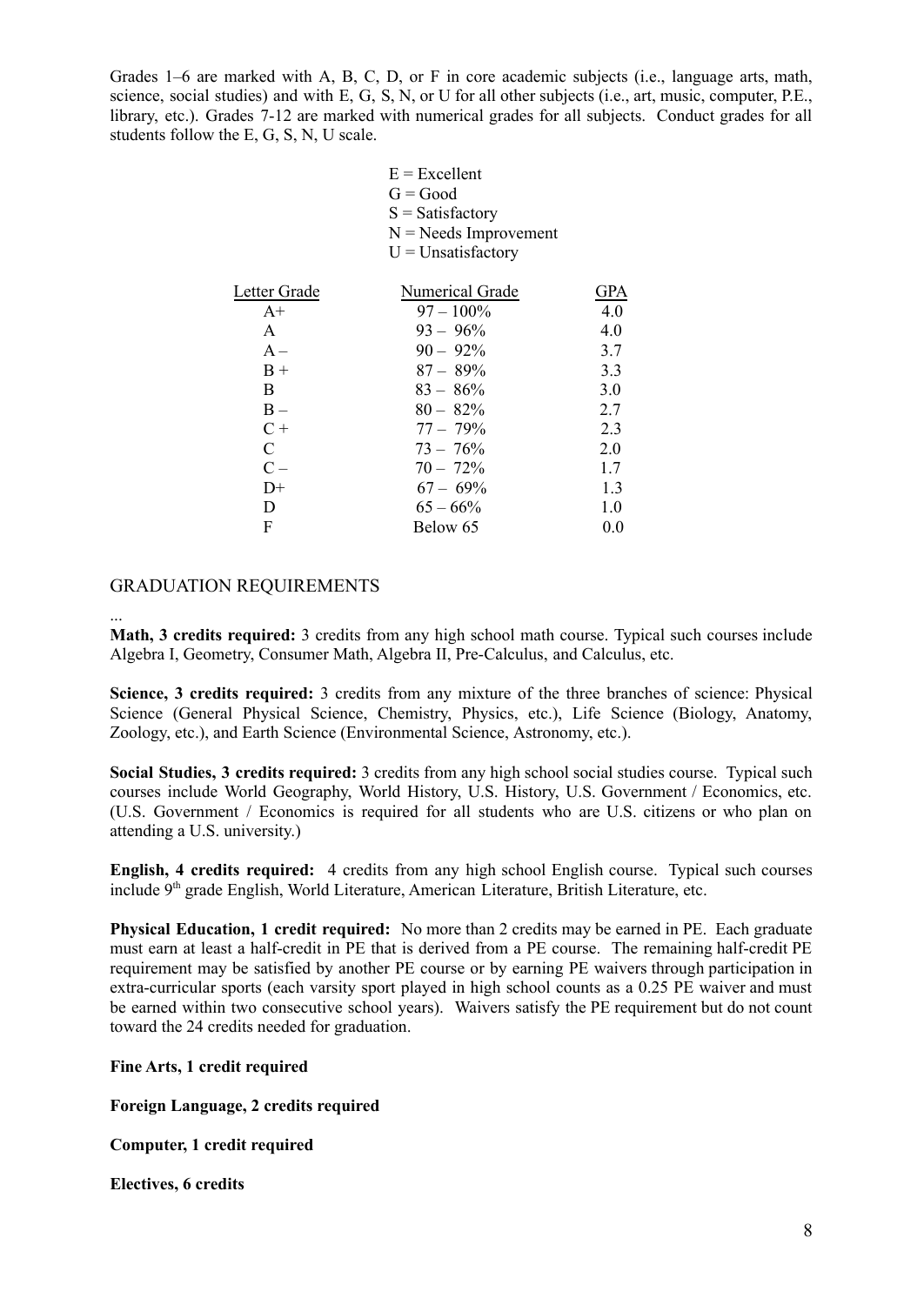Grades 1–6 are marked with A, B, C, D, or F in core academic subjects (i.e., language arts, math, science, social studies) and with E, G, S, N, or U for all other subjects (i.e., art, music, computer, P.E., library, etc.). Grades 7-12 are marked with numerical grades for all subjects. Conduct grades for all students follow the E, G, S, N, U scale.

E = Excellent
G = Good
S = Satisfactory
N = Needs Improvement
U = Unsatisfactory

| Letter Grade | Numerical Grade | GPA |
|---|---|---|
| A+ | 97 – 100% | 4.0 |
| A | 93 – 96% | 4.0 |
| A – | 90 – 92% | 3.7 |
| B + | 87 – 89% | 3.3 |
| B | 83 – 86% | 3.0 |
| B – | 80 – 82% | 2.7 |
| C + | 77 – 79% | 2.3 |
| C | 73 – 76% | 2.0 |
| C – | 70 – 72% | 1.7 |
| D+ | 67 – 69% | 1.3 |
| D | 65 – 66% | 1.0 |
| F | Below 65 | 0.0 |

## GRADUATION REQUIREMENTS

...

**Math, 3 credits required:** 3 credits from any high school math course. Typical such courses include Algebra I, Geometry, Consumer Math, Algebra II, Pre-Calculus, and Calculus, etc.

**Science, 3 credits required:** 3 credits from any mixture of the three branches of science: Physical Science (General Physical Science, Chemistry, Physics, etc.), Life Science (Biology, Anatomy, Zoology, etc.), and Earth Science (Environmental Science, Astronomy, etc.).

**Social Studies, 3 credits required:** 3 credits from any high school social studies course. Typical such courses include World Geography, World History, U.S. History, U.S. Government / Economics, etc. (U.S. Government / Economics is required for all students who are U.S. citizens or who plan on attending a U.S. university.)

**English, 4 credits required:** 4 credits from any high school English course. Typical such courses include 9th grade English, World Literature, American Literature, British Literature, etc.

**Physical Education, 1 credit required:** No more than 2 credits may be earned in PE. Each graduate must earn at least a half-credit in PE that is derived from a PE course. The remaining half-credit PE requirement may be satisfied by another PE course or by earning PE waivers through participation in extra-curricular sports (each varsity sport played in high school counts as a 0.25 PE waiver and must be earned within two consecutive school years). Waivers satisfy the PE requirement but do not count toward the 24 credits needed for graduation.

**Fine Arts, 1 credit required**

**Foreign Language, 2 credits required**

**Computer, 1 credit required**

**Electives, 6 credits**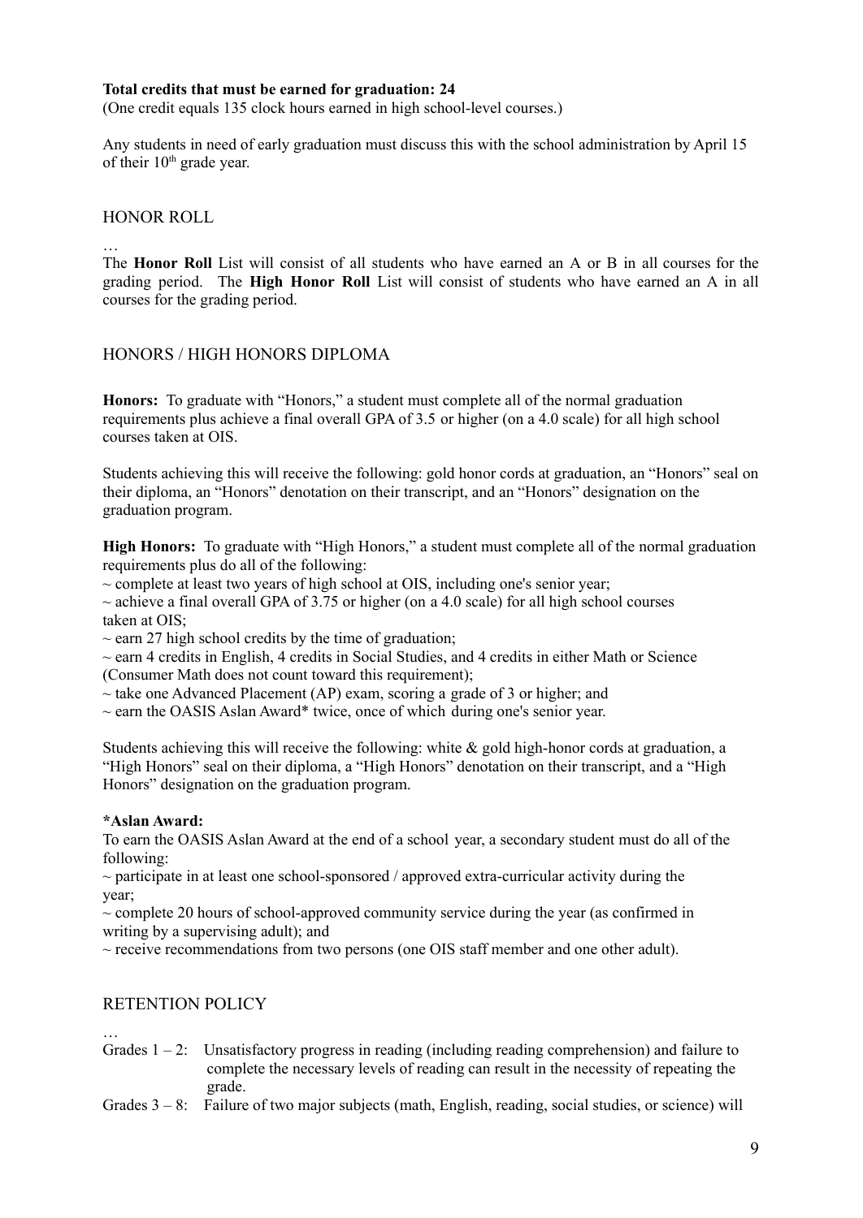**Total credits that must be earned for graduation: 24**
(One credit equals 135 clock hours earned in high school-level courses.)

Any students in need of early graduation must discuss this with the school administration by April 15 of their 10th grade year.

## HONOR ROLL

…

The **Honor Roll** List will consist of all students who have earned an A or B in all courses for the grading period. The **High Honor Roll** List will consist of students who have earned an A in all courses for the grading period.

## HONORS / HIGH HONORS DIPLOMA

**Honors:** To graduate with "Honors," a student must complete all of the normal graduation requirements plus achieve a final overall GPA of 3.5 or higher (on a 4.0 scale) for all high school courses taken at OIS.

Students achieving this will receive the following: gold honor cords at graduation, an "Honors" seal on their diploma, an "Honors" denotation on their transcript, and an "Honors" designation on the graduation program.

**High Honors:** To graduate with "High Honors," a student must complete all of the normal graduation requirements plus do all of the following:
~ complete at least two years of high school at OIS, including one's senior year;
~ achieve a final overall GPA of 3.75 or higher (on a 4.0 scale) for all high school courses taken at OIS;
~ earn 27 high school credits by the time of graduation;
~ earn 4 credits in English, 4 credits in Social Studies, and 4 credits in either Math or Science (Consumer Math does not count toward this requirement);
~ take one Advanced Placement (AP) exam, scoring a grade of 3 or higher; and
~ earn the OASIS Aslan Award* twice, once of which during one's senior year.

Students achieving this will receive the following: white & gold high-honor cords at graduation, a "High Honors" seal on their diploma, a "High Honors" denotation on their transcript, and a "High Honors" designation on the graduation program.

**\*Aslan Award:**
To earn the OASIS Aslan Award at the end of a school year, a secondary student must do all of the following:
~ participate in at least one school-sponsored / approved extra-curricular activity during the year;
~ complete 20 hours of school-approved community service during the year (as confirmed in writing by a supervising adult); and
~ receive recommendations from two persons (one OIS staff member and one other adult).

## RETENTION POLICY

…

Grades 1 – 2: Unsatisfactory progress in reading (including reading comprehension) and failure to complete the necessary levels of reading can result in the necessity of repeating the grade.

Grades 3 – 8: Failure of two major subjects (math, English, reading, social studies, or science) will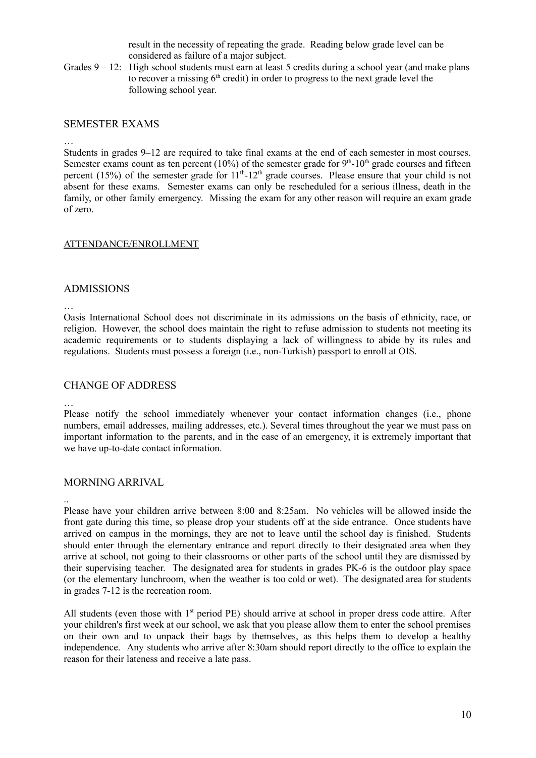result in the necessity of repeating the grade. Reading below grade level can be considered as failure of a major subject.

Grades 9 – 12: High school students must earn at least 5 credits during a school year (and make plans to recover a missing 6th credit) in order to progress to the next grade level the following school year.

## SEMESTER EXAMS

…

Students in grades 9–12 are required to take final exams at the end of each semester in most courses. Semester exams count as ten percent (10%) of the semester grade for 9th-10th grade courses and fifteen percent (15%) of the semester grade for 11th-12th grade courses. Please ensure that your child is not absent for these exams. Semester exams can only be rescheduled for a serious illness, death in the family, or other family emergency. Missing the exam for any other reason will require an exam grade of zero.

# ATTENDANCE/ENROLLMENT

## ADMISSIONS

…

Oasis International School does not discriminate in its admissions on the basis of ethnicity, race, or religion. However, the school does maintain the right to refuse admission to students not meeting its academic requirements or to students displaying a lack of willingness to abide by its rules and regulations. Students must possess a foreign (i.e., non-Turkish) passport to enroll at OIS.

## CHANGE OF ADDRESS

…

Please notify the school immediately whenever your contact information changes (i.e., phone numbers, email addresses, mailing addresses, etc.). Several times throughout the year we must pass on important information to the parents, and in the case of an emergency, it is extremely important that we have up-to-date contact information.

## MORNING ARRIVAL

..

Please have your children arrive between 8:00 and 8:25am. No vehicles will be allowed inside the front gate during this time, so please drop your students off at the side entrance. Once students have arrived on campus in the mornings, they are not to leave until the school day is finished. Students should enter through the elementary entrance and report directly to their designated area when they arrive at school, not going to their classrooms or other parts of the school until they are dismissed by their supervising teacher. The designated area for students in grades PK-6 is the outdoor play space (or the elementary lunchroom, when the weather is too cold or wet). The designated area for students in grades 7-12 is the recreation room.

All students (even those with 1st period PE) should arrive at school in proper dress code attire. After your children's first week at our school, we ask that you please allow them to enter the school premises on their own and to unpack their bags by themselves, as this helps them to develop a healthy independence. Any students who arrive after 8:30am should report directly to the office to explain the reason for their lateness and receive a late pass.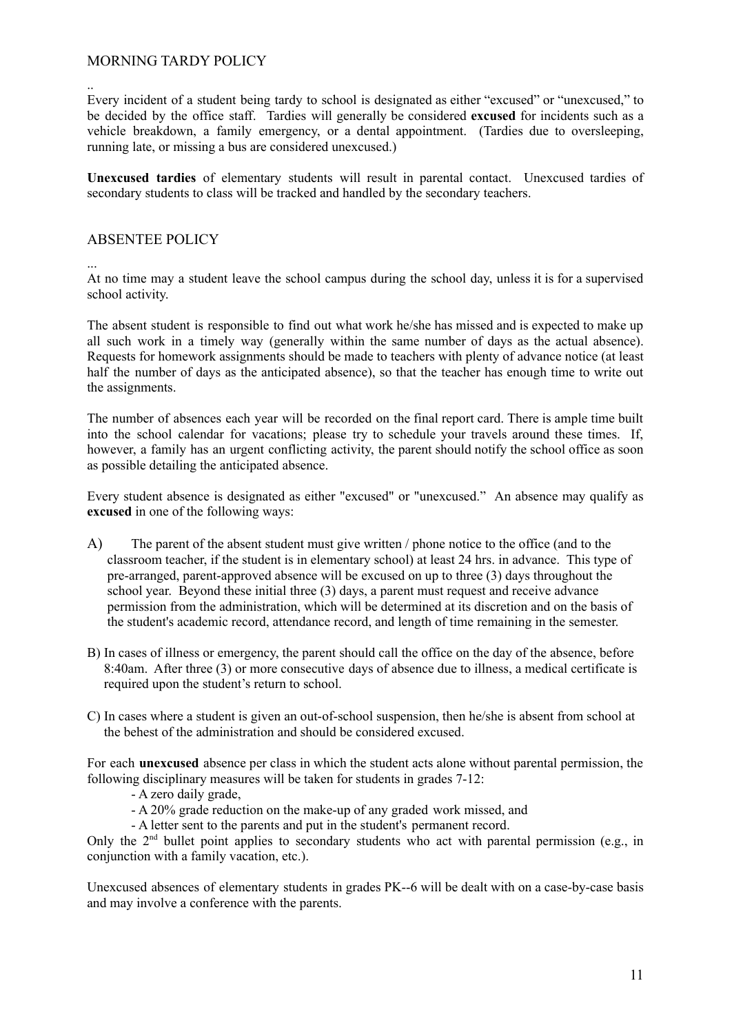## MORNING TARDY POLICY

..
Every incident of a student being tardy to school is designated as either "excused" or "unexcused," to be decided by the office staff. Tardies will generally be considered **excused** for incidents such as a vehicle breakdown, a family emergency, or a dental appointment. (Tardies due to oversleeping, running late, or missing a bus are considered unexcused.)

**Unexcused tardies** of elementary students will result in parental contact. Unexcused tardies of secondary students to class will be tracked and handled by the secondary teachers.

## ABSENTEE POLICY

...
At no time may a student leave the school campus during the school day, unless it is for a supervised school activity.

The absent student is responsible to find out what work he/she has missed and is expected to make up all such work in a timely way (generally within the same number of days as the actual absence). Requests for homework assignments should be made to teachers with plenty of advance notice (at least half the number of days as the anticipated absence), so that the teacher has enough time to write out the assignments.

The number of absences each year will be recorded on the final report card. There is ample time built into the school calendar for vacations; please try to schedule your travels around these times. If, however, a family has an urgent conflicting activity, the parent should notify the school office as soon as possible detailing the anticipated absence.

Every student absence is designated as either "excused" or "unexcused." An absence may qualify as **excused** in one of the following ways:

A) The parent of the absent student must give written / phone notice to the office (and to the classroom teacher, if the student is in elementary school) at least 24 hrs. in advance. This type of pre-arranged, parent-approved absence will be excused on up to three (3) days throughout the school year. Beyond these initial three (3) days, a parent must request and receive advance permission from the administration, which will be determined at its discretion and on the basis of the student's academic record, attendance record, and length of time remaining in the semester.

B) In cases of illness or emergency, the parent should call the office on the day of the absence, before 8:40am. After three (3) or more consecutive days of absence due to illness, a medical certificate is required upon the student's return to school.

C) In cases where a student is given an out-of-school suspension, then he/she is absent from school at the behest of the administration and should be considered excused.

For each **unexcused** absence per class in which the student acts alone without parental permission, the following disciplinary measures will be taken for students in grades 7-12:

- A zero daily grade,
- A 20% grade reduction on the make-up of any graded work missed, and
- A letter sent to the parents and put in the student's permanent record.

Only the 2nd bullet point applies to secondary students who act with parental permission (e.g., in conjunction with a family vacation, etc.).

Unexcused absences of elementary students in grades PK--6 will be dealt with on a case-by-case basis and may involve a conference with the parents.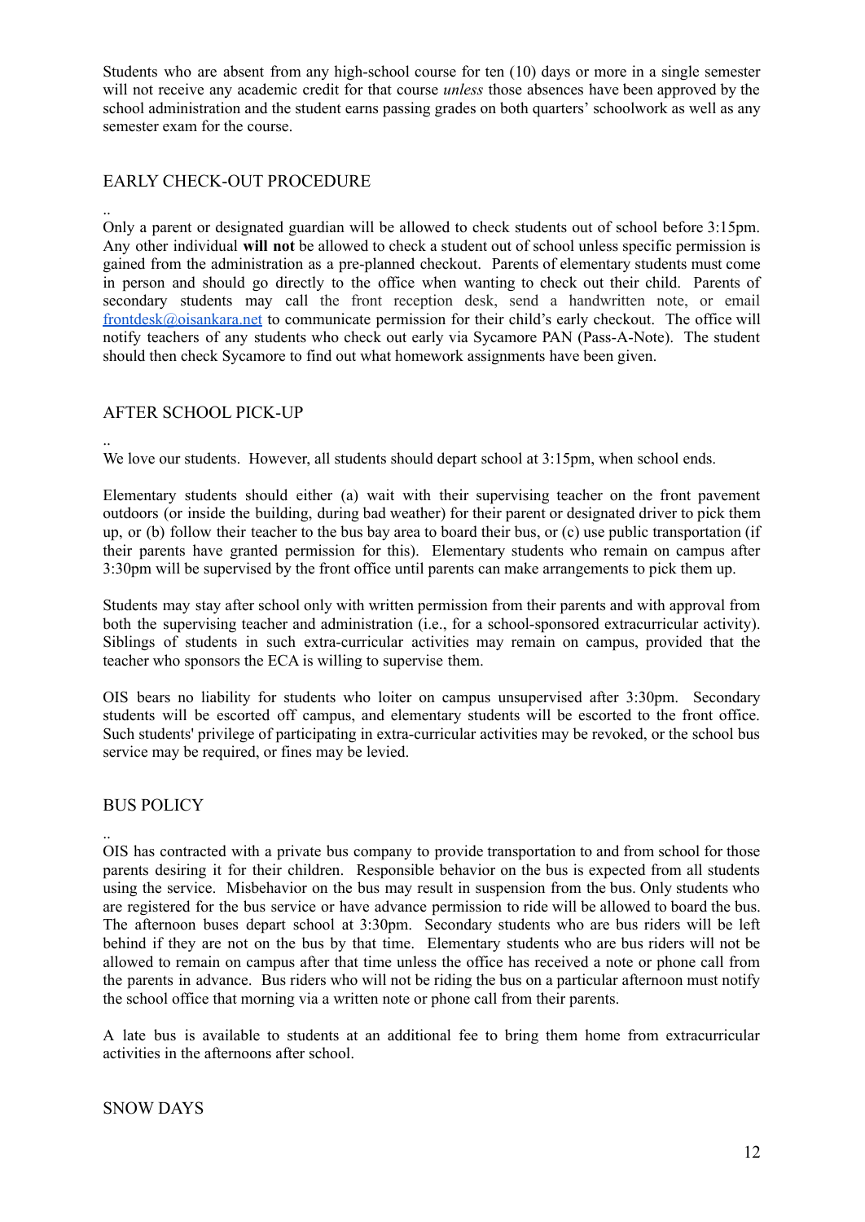Students who are absent from any high-school course for ten (10) days or more in a single semester will not receive any academic credit for that course *unless* those absences have been approved by the school administration and the student earns passing grades on both quarters' schoolwork as well as any semester exam for the course.

## EARLY CHECK-OUT PROCEDURE

..
Only a parent or designated guardian will be allowed to check students out of school before 3:15pm. Any other individual **will not** be allowed to check a student out of school unless specific permission is gained from the administration as a pre-planned checkout. Parents of elementary students must come in person and should go directly to the office when wanting to check out their child. Parents of secondary students may call the front reception desk, send a handwritten note, or email [frontdesk@oisankara.net](mailto:frontdesk@oisankara.net) to communicate permission for their child's early checkout. The office will notify teachers of any students who check out early via Sycamore PAN (Pass-A-Note). The student should then check Sycamore to find out what homework assignments have been given.

## AFTER SCHOOL PICK-UP

..
We love our students. However, all students should depart school at 3:15pm, when school ends.

Elementary students should either (a) wait with their supervising teacher on the front pavement outdoors (or inside the building, during bad weather) for their parent or designated driver to pick them up, or (b) follow their teacher to the bus bay area to board their bus, or (c) use public transportation (if their parents have granted permission for this). Elementary students who remain on campus after 3:30pm will be supervised by the front office until parents can make arrangements to pick them up.

Students may stay after school only with written permission from their parents and with approval from both the supervising teacher and administration (i.e., for a school-sponsored extracurricular activity). Siblings of students in such extra-curricular activities may remain on campus, provided that the teacher who sponsors the ECA is willing to supervise them.

OIS bears no liability for students who loiter on campus unsupervised after 3:30pm. Secondary students will be escorted off campus, and elementary students will be escorted to the front office. Such students' privilege of participating in extra-curricular activities may be revoked, or the school bus service may be required, or fines may be levied.

## BUS POLICY

..
OIS has contracted with a private bus company to provide transportation to and from school for those parents desiring it for their children. Responsible behavior on the bus is expected from all students using the service. Misbehavior on the bus may result in suspension from the bus. Only students who are registered for the bus service or have advance permission to ride will be allowed to board the bus. The afternoon buses depart school at 3:30pm. Secondary students who are bus riders will be left behind if they are not on the bus by that time. Elementary students who are bus riders will not be allowed to remain on campus after that time unless the office has received a note or phone call from the parents in advance. Bus riders who will not be riding the bus on a particular afternoon must notify the school office that morning via a written note or phone call from their parents.

A late bus is available to students at an additional fee to bring them home from extracurricular activities in the afternoons after school.

## SNOW DAYS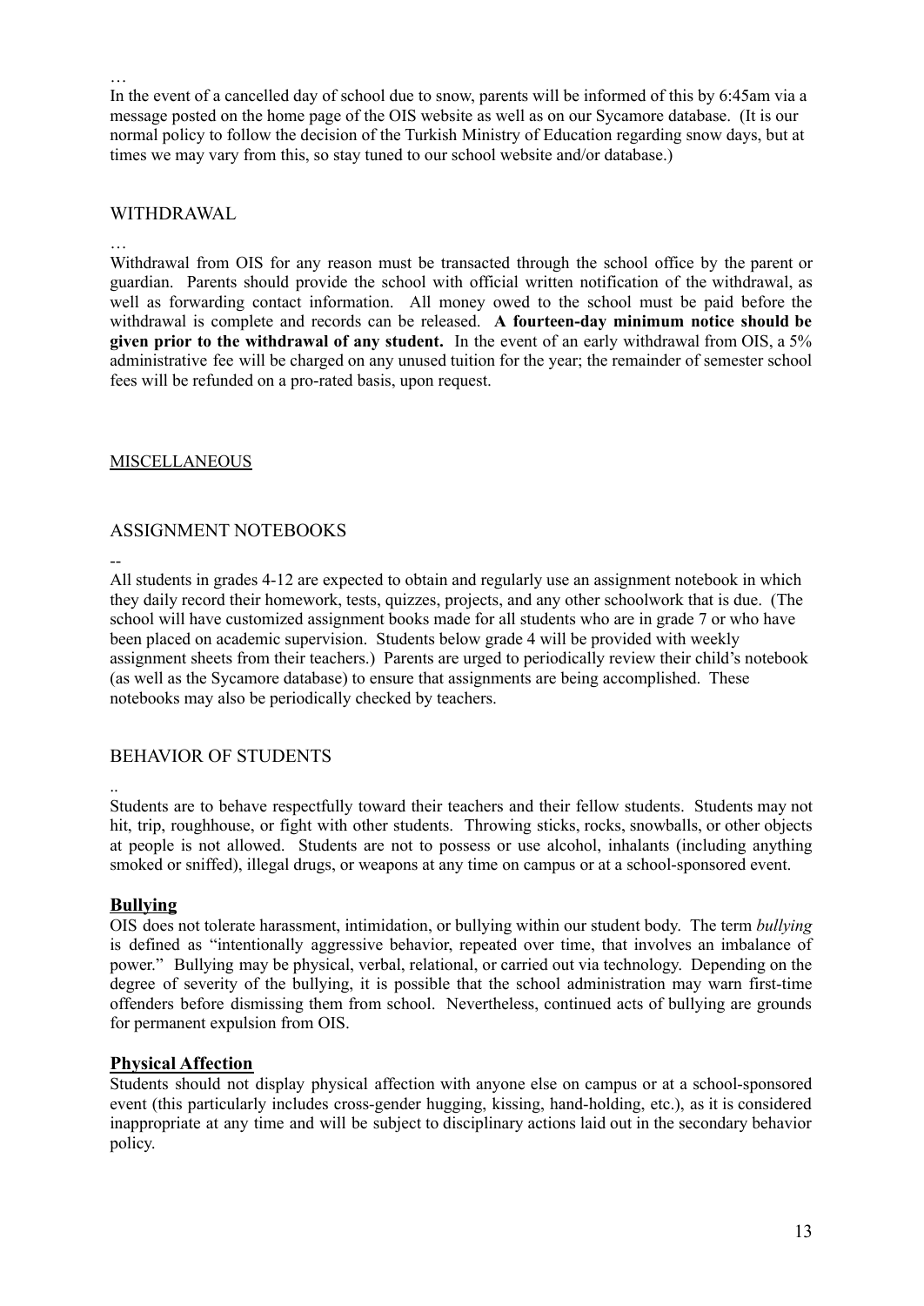…

In the event of a cancelled day of school due to snow, parents will be informed of this by 6:45am via a message posted on the home page of the OIS website as well as on our Sycamore database. (It is our normal policy to follow the decision of the Turkish Ministry of Education regarding snow days, but at times we may vary from this, so stay tuned to our school website and/or database.)

## WITHDRAWAL

…

Withdrawal from OIS for any reason must be transacted through the school office by the parent or guardian. Parents should provide the school with official written notification of the withdrawal, as well as forwarding contact information. All money owed to the school must be paid before the withdrawal is complete and records can be released. **A fourteen-day minimum notice should be given prior to the withdrawal of any student.** In the event of an early withdrawal from OIS, a 5% administrative fee will be charged on any unused tuition for the year; the remainder of semester school fees will be refunded on a pro-rated basis, upon request.

## MISCELLANEOUS

## ASSIGNMENT NOTEBOOKS

--

All students in grades 4-12 are expected to obtain and regularly use an assignment notebook in which they daily record their homework, tests, quizzes, projects, and any other schoolwork that is due. (The school will have customized assignment books made for all students who are in grade 7 or who have been placed on academic supervision. Students below grade 4 will be provided with weekly assignment sheets from their teachers.) Parents are urged to periodically review their child's notebook (as well as the Sycamore database) to ensure that assignments are being accomplished. These notebooks may also be periodically checked by teachers.

## BEHAVIOR OF STUDENTS

..

Students are to behave respectfully toward their teachers and their fellow students. Students may not hit, trip, roughhouse, or fight with other students. Throwing sticks, rocks, snowballs, or other objects at people is not allowed. Students are not to possess or use alcohol, inhalants (including anything smoked or sniffed), illegal drugs, or weapons at any time on campus or at a school-sponsored event.

### Bullying

OIS does not tolerate harassment, intimidation, or bullying within our student body. The term *bullying* is defined as "intentionally aggressive behavior, repeated over time, that involves an imbalance of power." Bullying may be physical, verbal, relational, or carried out via technology. Depending on the degree of severity of the bullying, it is possible that the school administration may warn first-time offenders before dismissing them from school. Nevertheless, continued acts of bullying are grounds for permanent expulsion from OIS.

### Physical Affection

Students should not display physical affection with anyone else on campus or at a school-sponsored event (this particularly includes cross-gender hugging, kissing, hand-holding, etc.), as it is considered inappropriate at any time and will be subject to disciplinary actions laid out in the secondary behavior policy.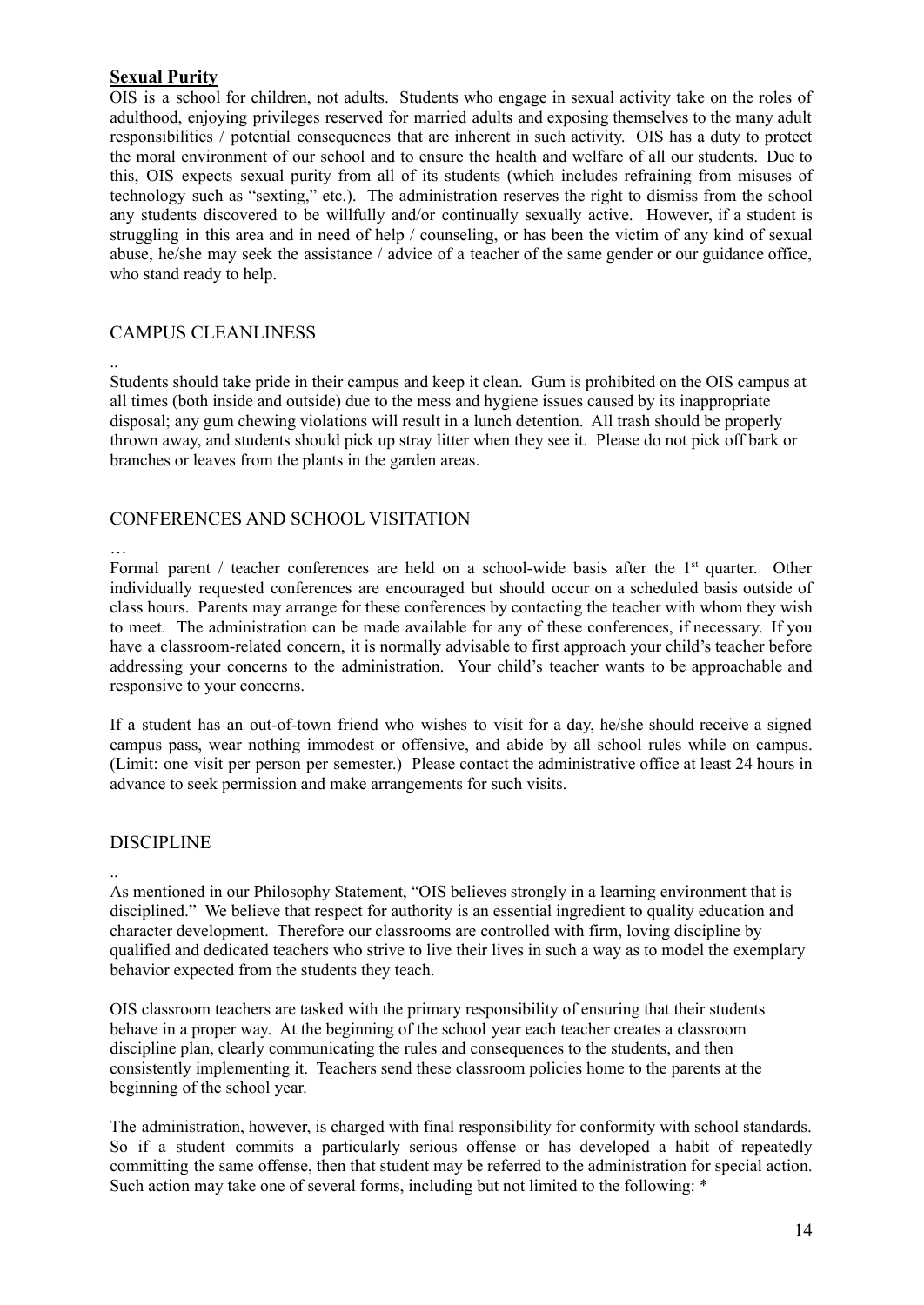## **Sexual Purity**

OIS is a school for children, not adults. Students who engage in sexual activity take on the roles of adulthood, enjoying privileges reserved for married adults and exposing themselves to the many adult responsibilities / potential consequences that are inherent in such activity. OIS has a duty to protect the moral environment of our school and to ensure the health and welfare of all our students. Due to this, OIS expects sexual purity from all of its students (which includes refraining from misuses of technology such as "sexting," etc.). The administration reserves the right to dismiss from the school any students discovered to be willfully and/or continually sexually active. However, if a student is struggling in this area and in need of help / counseling, or has been the victim of any kind of sexual abuse, he/she may seek the assistance / advice of a teacher of the same gender or our guidance office, who stand ready to help.

## CAMPUS CLEANLINESS

..

Students should take pride in their campus and keep it clean. Gum is prohibited on the OIS campus at all times (both inside and outside) due to the mess and hygiene issues caused by its inappropriate disposal; any gum chewing violations will result in a lunch detention. All trash should be properly thrown away, and students should pick up stray litter when they see it. Please do not pick off bark or branches or leaves from the plants in the garden areas.

## CONFERENCES AND SCHOOL VISITATION

…

Formal parent / teacher conferences are held on a school-wide basis after the 1st quarter. Other individually requested conferences are encouraged but should occur on a scheduled basis outside of class hours. Parents may arrange for these conferences by contacting the teacher with whom they wish to meet. The administration can be made available for any of these conferences, if necessary. If you have a classroom-related concern, it is normally advisable to first approach your child's teacher before addressing your concerns to the administration. Your child's teacher wants to be approachable and responsive to your concerns.

If a student has an out-of-town friend who wishes to visit for a day, he/she should receive a signed campus pass, wear nothing immodest or offensive, and abide by all school rules while on campus. (Limit: one visit per person per semester.) Please contact the administrative office at least 24 hours in advance to seek permission and make arrangements for such visits.

## DISCIPLINE

..

As mentioned in our Philosophy Statement, "OIS believes strongly in a learning environment that is disciplined." We believe that respect for authority is an essential ingredient to quality education and character development. Therefore our classrooms are controlled with firm, loving discipline by qualified and dedicated teachers who strive to live their lives in such a way as to model the exemplary behavior expected from the students they teach.

OIS classroom teachers are tasked with the primary responsibility of ensuring that their students behave in a proper way. At the beginning of the school year each teacher creates a classroom discipline plan, clearly communicating the rules and consequences to the students, and then consistently implementing it. Teachers send these classroom policies home to the parents at the beginning of the school year.

The administration, however, is charged with final responsibility for conformity with school standards. So if a student commits a particularly serious offense or has developed a habit of repeatedly committing the same offense, then that student may be referred to the administration for special action. Such action may take one of several forms, including but not limited to the following: *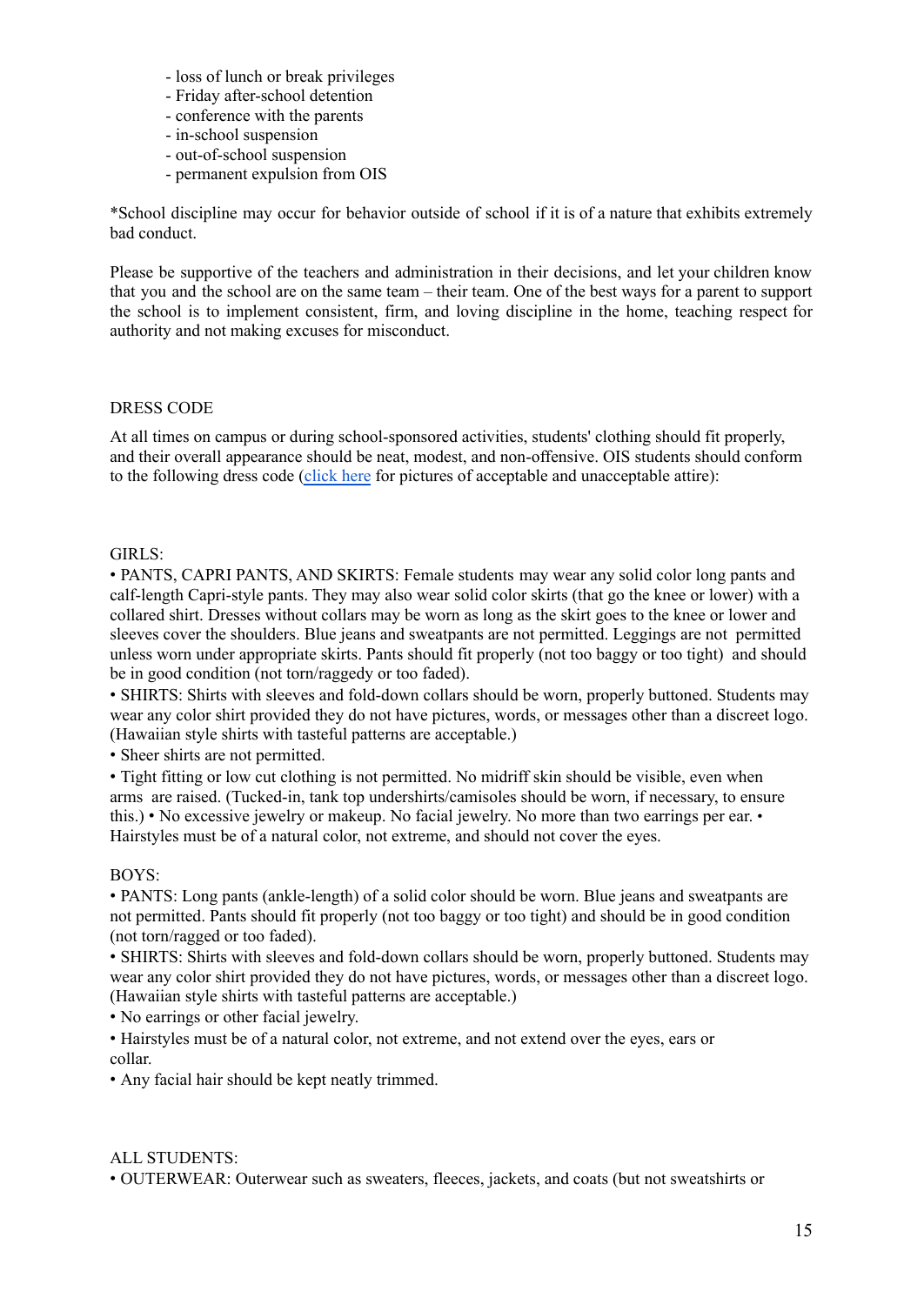- loss of lunch or break privileges
- Friday after-school detention
- conference with the parents
- in-school suspension
- out-of-school suspension
- permanent expulsion from OIS

*School discipline may occur for behavior outside of school if it is of a nature that exhibits extremely bad conduct.

Please be supportive of the teachers and administration in their decisions, and let your children know that you and the school are on the same team – their team. One of the best ways for a parent to support the school is to implement consistent, firm, and loving discipline in the home, teaching respect for authority and not making excuses for misconduct.

## DRESS CODE

At all times on campus or during school-sponsored activities, students' clothing should fit properly, and their overall appearance should be neat, modest, and non-offensive. OIS students should conform to the following dress code ([click here]() for pictures of acceptable and unacceptable attire):

### GIRLS:

• PANTS, CAPRI PANTS, AND SKIRTS: Female students may wear any solid color long pants and calf-length Capri-style pants. They may also wear solid color skirts (that go the knee or lower) with a collared shirt. Dresses without collars may be worn as long as the skirt goes to the knee or lower and sleeves cover the shoulders. Blue jeans and sweatpants are not permitted. Leggings are not permitted unless worn under appropriate skirts. Pants should fit properly (not too baggy or too tight) and should be in good condition (not torn/raggedy or too faded).

• SHIRTS: Shirts with sleeves and fold-down collars should be worn, properly buttoned. Students may wear any color shirt provided they do not have pictures, words, or messages other than a discreet logo. (Hawaiian style shirts with tasteful patterns are acceptable.)

• Sheer shirts are not permitted.

• Tight fitting or low cut clothing is not permitted. No midriff skin should be visible, even when arms are raised. (Tucked-in, tank top undershirts/camisoles should be worn, if necessary, to ensure this.) • No excessive jewelry or makeup. No facial jewelry. No more than two earrings per ear. • Hairstyles must be of a natural color, not extreme, and should not cover the eyes.

### BOYS:

• PANTS: Long pants (ankle-length) of a solid color should be worn. Blue jeans and sweatpants are not permitted. Pants should fit properly (not too baggy or too tight) and should be in good condition (not torn/ragged or too faded).

• SHIRTS: Shirts with sleeves and fold-down collars should be worn, properly buttoned. Students may wear any color shirt provided they do not have pictures, words, or messages other than a discreet logo. (Hawaiian style shirts with tasteful patterns are acceptable.)

• No earrings or other facial jewelry.

• Hairstyles must be of a natural color, not extreme, and not extend over the eyes, ears or collar.

• Any facial hair should be kept neatly trimmed.

### ALL STUDENTS:

• OUTERWEAR: Outerwear such as sweaters, fleeces, jackets, and coats (but not sweatshirts or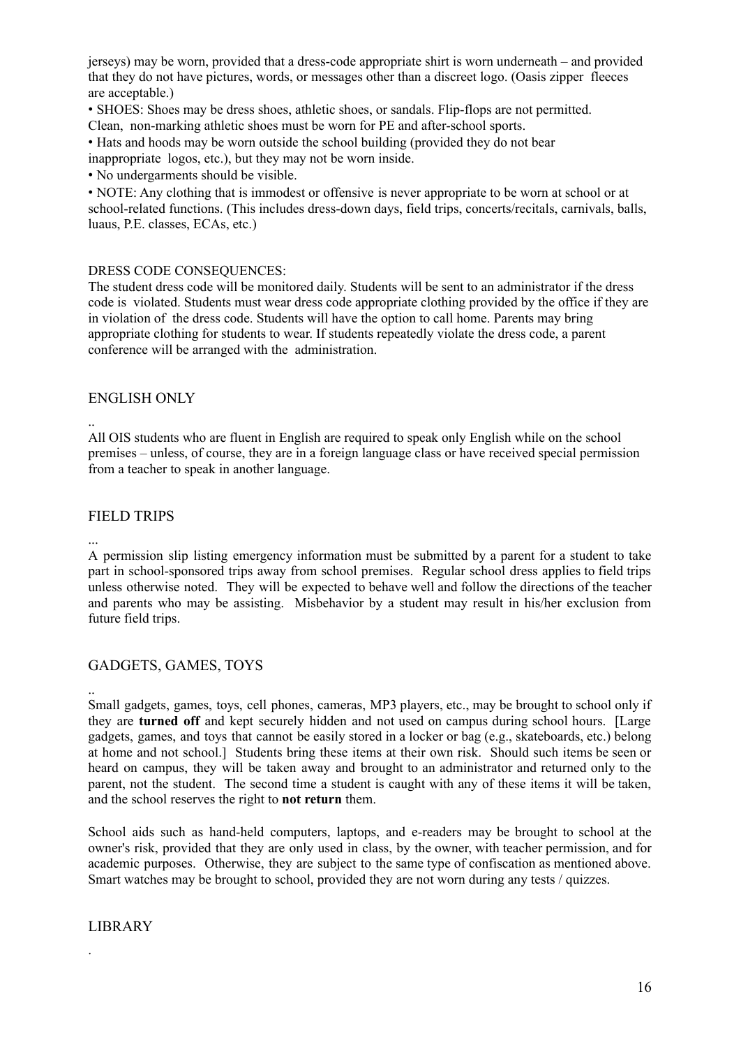jerseys) may be worn, provided that a dress-code appropriate shirt is worn underneath – and provided that they do not have pictures, words, or messages other than a discreet logo. (Oasis zipper fleeces are acceptable.)

• SHOES: Shoes may be dress shoes, athletic shoes, or sandals. Flip-flops are not permitted. Clean, non-marking athletic shoes must be worn for PE and after-school sports.

• Hats and hoods may be worn outside the school building (provided they do not bear inappropriate logos, etc.), but they may not be worn inside.

• No undergarments should be visible.

• NOTE: Any clothing that is immodest or offensive is never appropriate to be worn at school or at school-related functions. (This includes dress-down days, field trips, concerts/recitals, carnivals, balls, luaus, P.E. classes, ECAs, etc.)

DRESS CODE CONSEQUENCES:

The student dress code will be monitored daily. Students will be sent to an administrator if the dress code is violated. Students must wear dress code appropriate clothing provided by the office if they are in violation of the dress code. Students will have the option to call home. Parents may bring appropriate clothing for students to wear. If students repeatedly violate the dress code, a parent conference will be arranged with the administration.

## ENGLISH ONLY

..

All OIS students who are fluent in English are required to speak only English while on the school premises – unless, of course, they are in a foreign language class or have received special permission from a teacher to speak in another language.

## FIELD TRIPS

...

A permission slip listing emergency information must be submitted by a parent for a student to take part in school-sponsored trips away from school premises. Regular school dress applies to field trips unless otherwise noted. They will be expected to behave well and follow the directions of the teacher and parents who may be assisting. Misbehavior by a student may result in his/her exclusion from future field trips.

## GADGETS, GAMES, TOYS

..

Small gadgets, games, toys, cell phones, cameras, MP3 players, etc., may be brought to school only if they are **turned off** and kept securely hidden and not used on campus during school hours. [Large gadgets, games, and toys that cannot be easily stored in a locker or bag (e.g., skateboards, etc.) belong at home and not school.] Students bring these items at their own risk. Should such items be seen or heard on campus, they will be taken away and brought to an administrator and returned only to the parent, not the student. The second time a student is caught with any of these items it will be taken, and the school reserves the right to **not return** them.

School aids such as hand-held computers, laptops, and e-readers may be brought to school at the owner's risk, provided that they are only used in class, by the owner, with teacher permission, and for academic purposes. Otherwise, they are subject to the same type of confiscation as mentioned above. Smart watches may be brought to school, provided they are not worn during any tests / quizzes.

## LIBRARY

.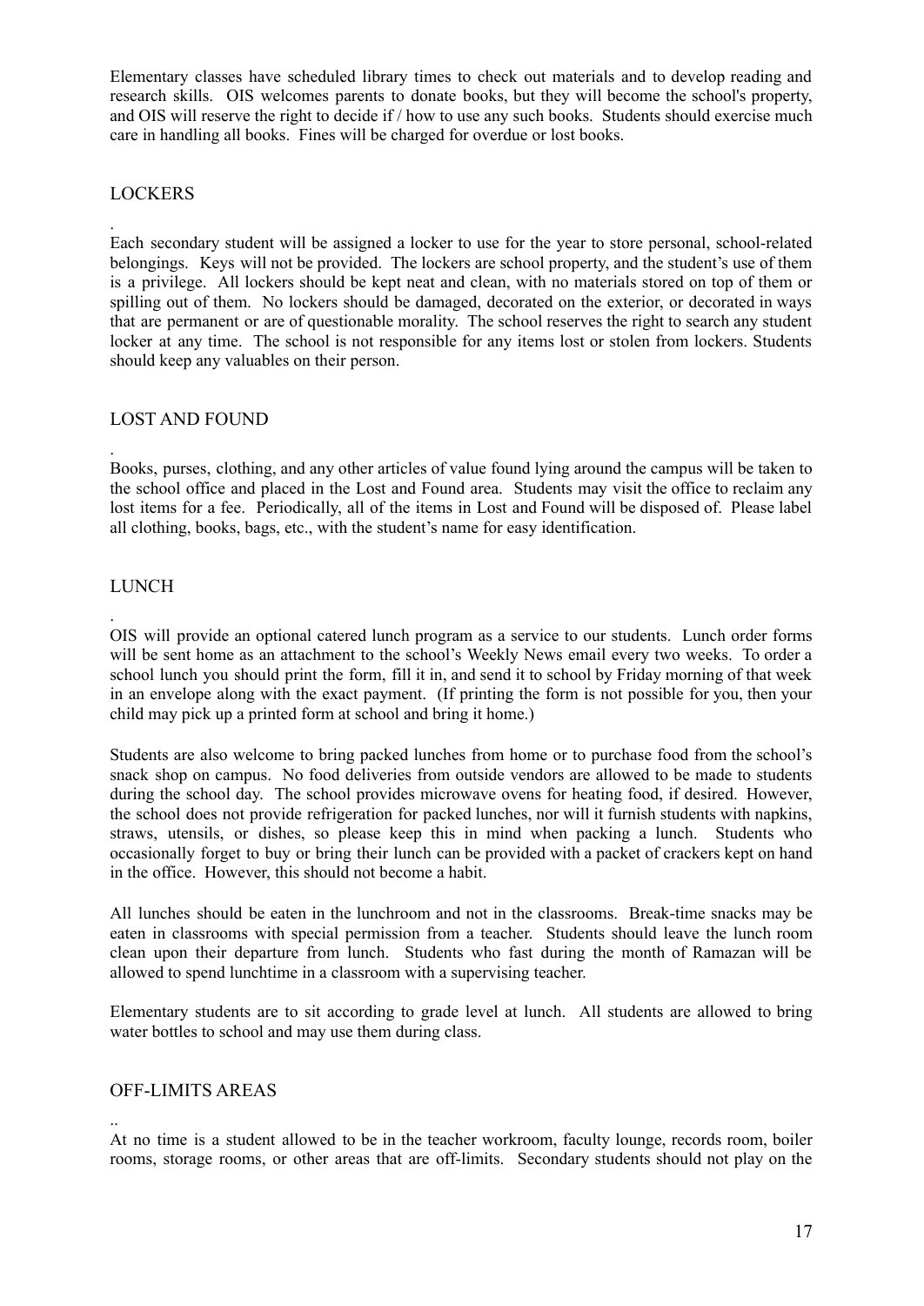Elementary classes have scheduled library times to check out materials and to develop reading and research skills. OIS welcomes parents to donate books, but they will become the school's property, and OIS will reserve the right to decide if / how to use any such books. Students should exercise much care in handling all books. Fines will be charged for overdue or lost books.

## LOCKERS

.
Each secondary student will be assigned a locker to use for the year to store personal, school-related belongings. Keys will not be provided. The lockers are school property, and the student's use of them is a privilege. All lockers should be kept neat and clean, with no materials stored on top of them or spilling out of them. No lockers should be damaged, decorated on the exterior, or decorated in ways that are permanent or are of questionable morality. The school reserves the right to search any student locker at any time. The school is not responsible for any items lost or stolen from lockers. Students should keep any valuables on their person.

## LOST AND FOUND

.
Books, purses, clothing, and any other articles of value found lying around the campus will be taken to the school office and placed in the Lost and Found area. Students may visit the office to reclaim any lost items for a fee. Periodically, all of the items in Lost and Found will be disposed of. Please label all clothing, books, bags, etc., with the student's name for easy identification.

## LUNCH

.
OIS will provide an optional catered lunch program as a service to our students. Lunch order forms will be sent home as an attachment to the school's Weekly News email every two weeks. To order a school lunch you should print the form, fill it in, and send it to school by Friday morning of that week in an envelope along with the exact payment. (If printing the form is not possible for you, then your child may pick up a printed form at school and bring it home.)

Students are also welcome to bring packed lunches from home or to purchase food from the school's snack shop on campus. No food deliveries from outside vendors are allowed to be made to students during the school day. The school provides microwave ovens for heating food, if desired. However, the school does not provide refrigeration for packed lunches, nor will it furnish students with napkins, straws, utensils, or dishes, so please keep this in mind when packing a lunch. Students who occasionally forget to buy or bring their lunch can be provided with a packet of crackers kept on hand in the office. However, this should not become a habit.

All lunches should be eaten in the lunchroom and not in the classrooms. Break-time snacks may be eaten in classrooms with special permission from a teacher. Students should leave the lunch room clean upon their departure from lunch. Students who fast during the month of Ramazan will be allowed to spend lunchtime in a classroom with a supervising teacher.

Elementary students are to sit according to grade level at lunch. All students are allowed to bring water bottles to school and may use them during class.

## OFF-LIMITS AREAS

..
At no time is a student allowed to be in the teacher workroom, faculty lounge, records room, boiler rooms, storage rooms, or other areas that are off-limits. Secondary students should not play on the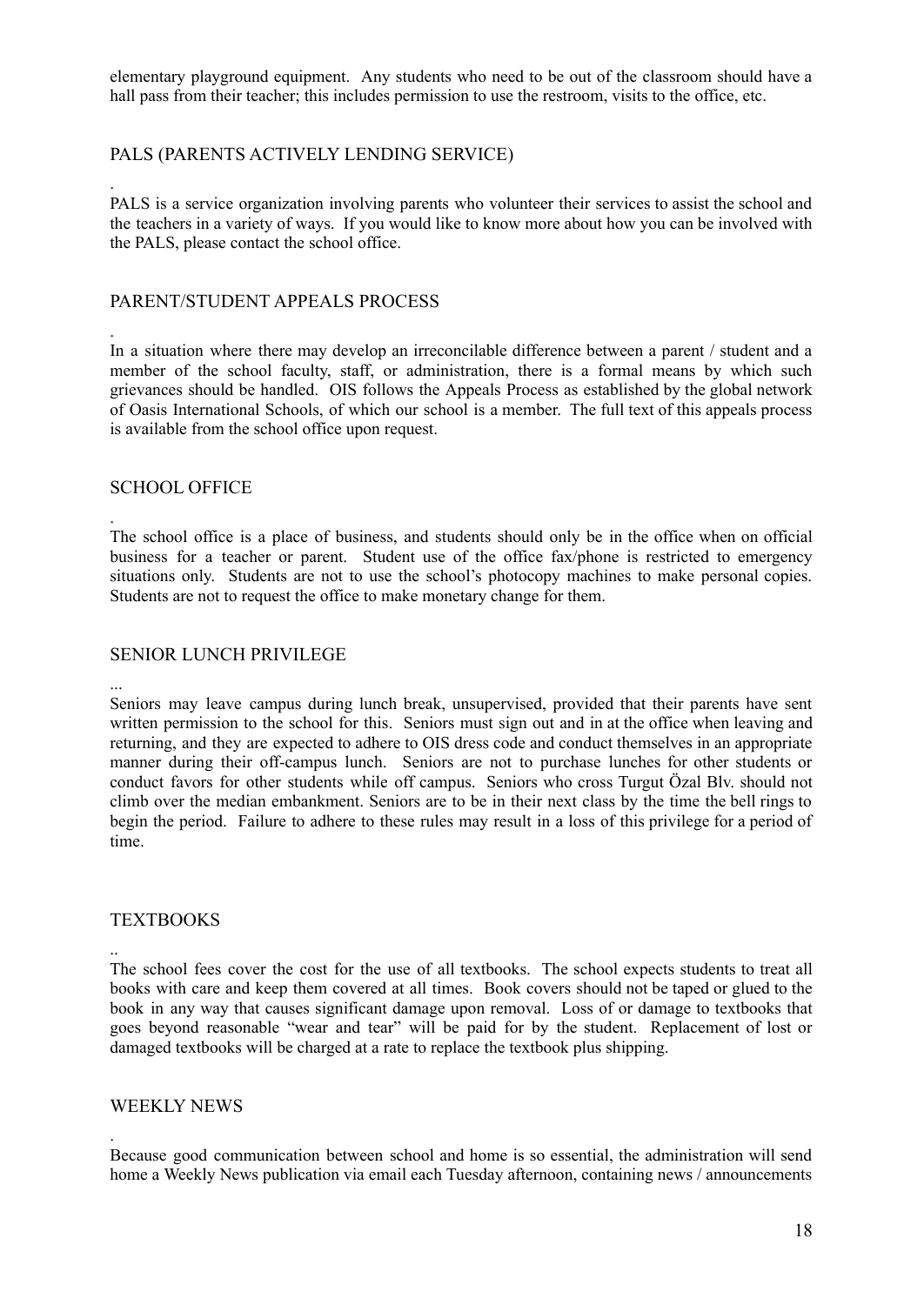elementary playground equipment. Any students who need to be out of the classroom should have a hall pass from their teacher; this includes permission to use the restroom, visits to the office, etc.

## PALS (PARENTS ACTIVELY LENDING SERVICE)

.
PALS is a service organization involving parents who volunteer their services to assist the school and the teachers in a variety of ways. If you would like to know more about how you can be involved with the PALS, please contact the school office.

## PARENT/STUDENT APPEALS PROCESS

.
In a situation where there may develop an irreconcilable difference between a parent / student and a member of the school faculty, staff, or administration, there is a formal means by which such grievances should be handled. OIS follows the Appeals Process as established by the global network of Oasis International Schools, of which our school is a member. The full text of this appeals process is available from the school office upon request.

## SCHOOL OFFICE

.
The school office is a place of business, and students should only be in the office when on official business for a teacher or parent. Student use of the office fax/phone is restricted to emergency situations only. Students are not to use the school's photocopy machines to make personal copies. Students are not to request the office to make monetary change for them.

## SENIOR LUNCH PRIVILEGE

...
Seniors may leave campus during lunch break, unsupervised, provided that their parents have sent written permission to the school for this. Seniors must sign out and in at the office when leaving and returning, and they are expected to adhere to OIS dress code and conduct themselves in an appropriate manner during their off-campus lunch. Seniors are not to purchase lunches for other students or conduct favors for other students while off campus. Seniors who cross Turgut Özal Blv. should not climb over the median embankment. Seniors are to be in their next class by the time the bell rings to begin the period. Failure to adhere to these rules may result in a loss of this privilege for a period of time.

## TEXTBOOKS

..
The school fees cover the cost for the use of all textbooks. The school expects students to treat all books with care and keep them covered at all times. Book covers should not be taped or glued to the book in any way that causes significant damage upon removal. Loss of or damage to textbooks that goes beyond reasonable "wear and tear" will be paid for by the student. Replacement of lost or damaged textbooks will be charged at a rate to replace the textbook plus shipping.

## WEEKLY NEWS

.
Because good communication between school and home is so essential, the administration will send home a Weekly News publication via email each Tuesday afternoon, containing news / announcements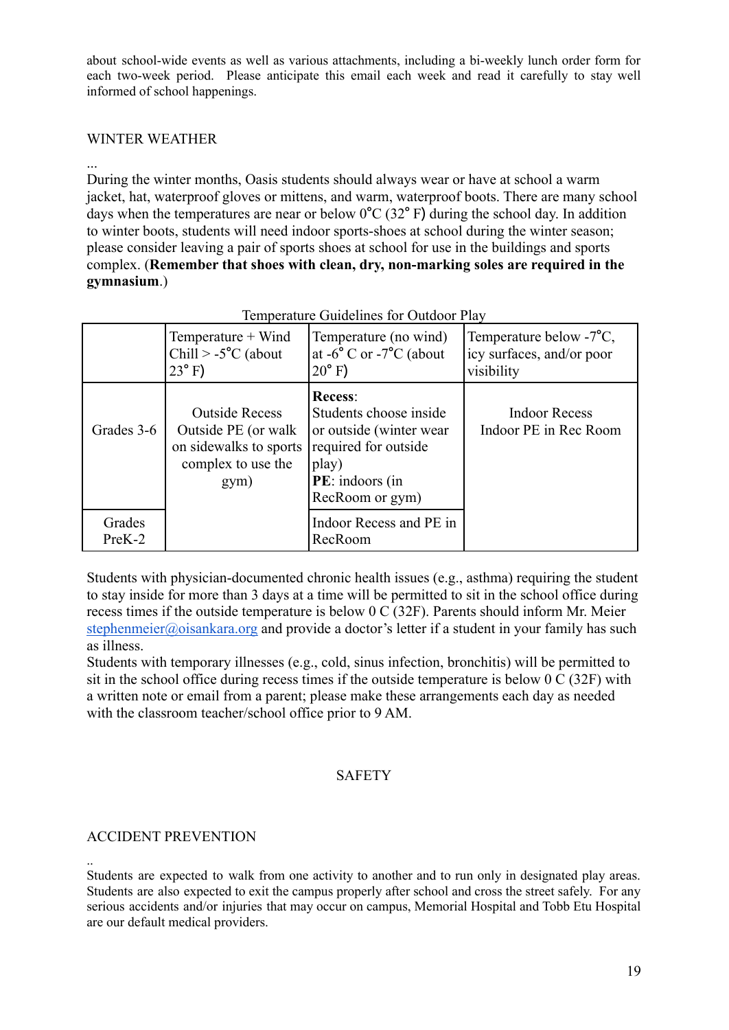about school-wide events as well as various attachments, including a bi-weekly lunch order form for each two-week period. Please anticipate this email each week and read it carefully to stay well informed of school happenings.

WINTER WEATHER

...
During the winter months, Oasis students should always wear or have at school a warm jacket, hat, waterproof gloves or mittens, and warm, waterproof boots. There are many school days when the temperatures are near or below 0˚C (32˚ F) during the school day. In addition to winter boots, students will need indoor sports-shoes at school during the winter season; please consider leaving a pair of sports shoes at school for use in the buildings and sports complex. (**Remember that shoes with clean, dry, non-marking soles are required in the gymnasium**.)

Temperature Guidelines for Outdoor Play

| | Temperature + Wind Chill > -5˚C (about 23˚ F) | Temperature (no wind) at -6˚ C or -7˚C (about 20˚ F) | Temperature below -7˚C, icy surfaces, and/or poor visibility |
|---|---|---|---|
| Grades 3-6 | Outside Recess Outside PE (or walk on sidewalks to sports complex to use the gym) | **Recess**: Students choose inside or outside (winter wear required for outside play) **PE**: indoors (in RecRoom or gym) | Indoor Recess Indoor PE in Rec Room |
| Grades PreK-2 | | Indoor Recess and PE in RecRoom | |

Students with physician-documented chronic health issues (e.g., asthma) requiring the student to stay inside for more than 3 days at a time will be permitted to sit in the school office during recess times if the outside temperature is below 0 C (32F). Parents should inform Mr. Meier stephenmeier@oisankara.org and provide a doctor's letter if a student in your family has such as illness.
Students with temporary illnesses (e.g., cold, sinus infection, bronchitis) will be permitted to sit in the school office during recess times if the outside temperature is below 0 C (32F) with a written note or email from a parent; please make these arrangements each day as needed with the classroom teacher/school office prior to 9 AM.

## SAFETY

ACCIDENT PREVENTION

..
Students are expected to walk from one activity to another and to run only in designated play areas. Students are also expected to exit the campus properly after school and cross the street safely. For any serious accidents and/or injuries that may occur on campus, Memorial Hospital and Tobb Etu Hospital are our default medical providers.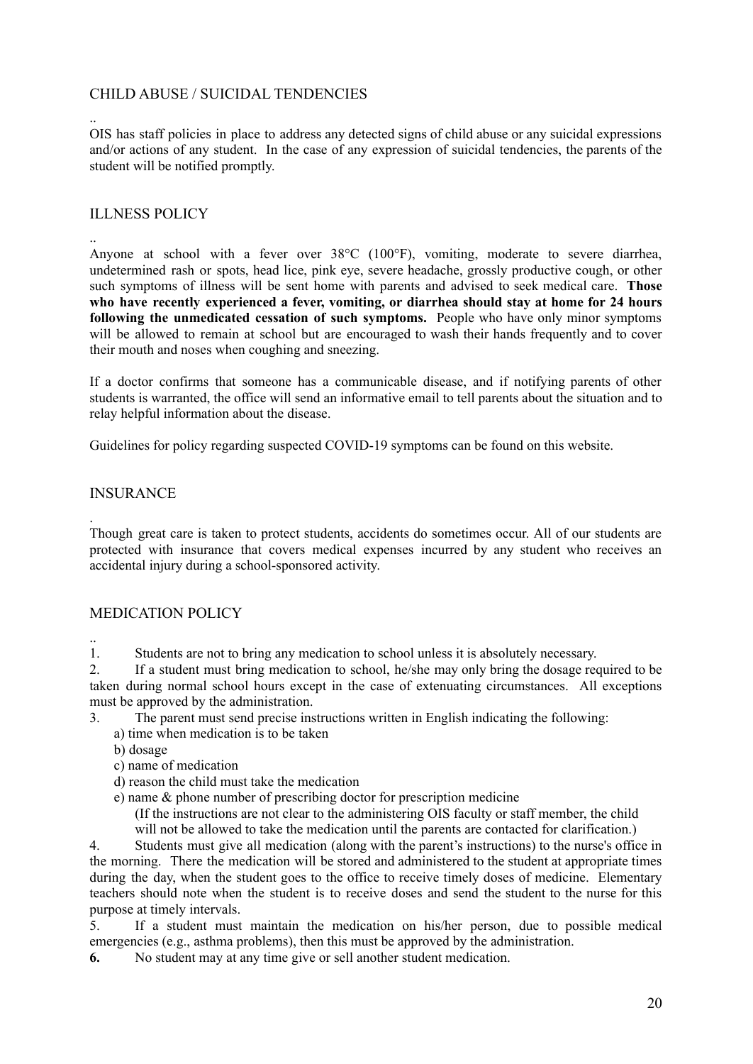## CHILD ABUSE / SUICIDAL TENDENCIES

..
OIS has staff policies in place to address any detected signs of child abuse or any suicidal expressions and/or actions of any student. In the case of any expression of suicidal tendencies, the parents of the student will be notified promptly.

## ILLNESS POLICY

..
Anyone at school with a fever over 38°C (100°F), vomiting, moderate to severe diarrhea, undetermined rash or spots, head lice, pink eye, severe headache, grossly productive cough, or other such symptoms of illness will be sent home with parents and advised to seek medical care. **Those who have recently experienced a fever, vomiting, or diarrhea should stay at home for 24 hours following the unmedicated cessation of such symptoms.** People who have only minor symptoms will be allowed to remain at school but are encouraged to wash their hands frequently and to cover their mouth and noses when coughing and sneezing.

If a doctor confirms that someone has a communicable disease, and if notifying parents of other students is warranted, the office will send an informative email to tell parents about the situation and to relay helpful information about the disease.

Guidelines for policy regarding suspected COVID-19 symptoms can be found on this website.

## INSURANCE

.
Though great care is taken to protect students, accidents do sometimes occur. All of our students are protected with insurance that covers medical expenses incurred by any student who receives an accidental injury during a school-sponsored activity.

## MEDICATION POLICY

..
1. Students are not to bring any medication to school unless it is absolutely necessary.
2. If a student must bring medication to school, he/she may only bring the dosage required to be taken during normal school hours except in the case of extenuating circumstances. All exceptions must be approved by the administration.
3. The parent must send precise instructions written in English indicating the following:
   a) time when medication is to be taken
   b) dosage
   c) name of medication
   d) reason the child must take the medication
   e) name & phone number of prescribing doctor for prescription medicine
   (If the instructions are not clear to the administering OIS faculty or staff member, the child will not be allowed to take the medication until the parents are contacted for clarification.)
4. Students must give all medication (along with the parent's instructions) to the nurse's office in the morning. There the medication will be stored and administered to the student at appropriate times during the day, when the student goes to the office to receive timely doses of medicine. Elementary teachers should note when the student is to receive doses and send the student to the nurse for this purpose at timely intervals.
5. If a student must maintain the medication on his/her person, due to possible medical emergencies (e.g., asthma problems), then this must be approved by the administration.
6. No student may at any time give or sell another student medication.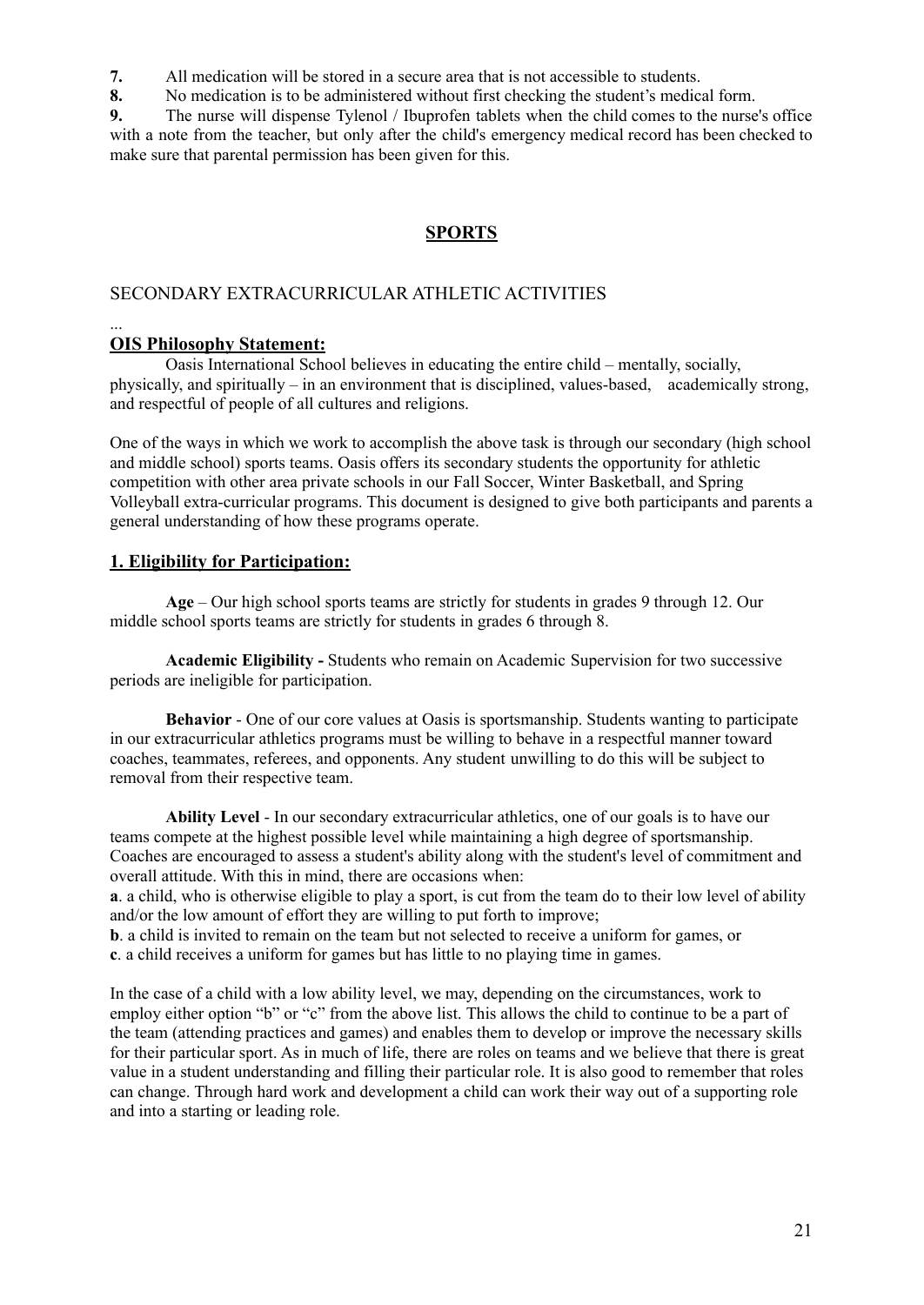**7.** All medication will be stored in a secure area that is not accessible to students.

**8.** No medication is to be administered without first checking the student's medical form.

**9.** The nurse will dispense Tylenol / Ibuprofen tablets when the child comes to the nurse's office with a note from the teacher, but only after the child's emergency medical record has been checked to make sure that parental permission has been given for this.

## SPORTS

### SECONDARY EXTRACURRICULAR ATHLETIC ACTIVITIES

...

**OIS Philosophy Statement:**

Oasis International School believes in educating the entire child – mentally, socially, physically, and spiritually – in an environment that is disciplined, values-based, academically strong, and respectful of people of all cultures and religions.

One of the ways in which we work to accomplish the above task is through our secondary (high school and middle school) sports teams. Oasis offers its secondary students the opportunity for athletic competition with other area private schools in our Fall Soccer, Winter Basketball, and Spring Volleyball extra-curricular programs. This document is designed to give both participants and parents a general understanding of how these programs operate.

**1. Eligibility for Participation:**

**Age** – Our high school sports teams are strictly for students in grades 9 through 12. Our middle school sports teams are strictly for students in grades 6 through 8.

**Academic Eligibility -** Students who remain on Academic Supervision for two successive periods are ineligible for participation.

**Behavior** - One of our core values at Oasis is sportsmanship. Students wanting to participate in our extracurricular athletics programs must be willing to behave in a respectful manner toward coaches, teammates, referees, and opponents. Any student unwilling to do this will be subject to removal from their respective team.

**Ability Level** - In our secondary extracurricular athletics, one of our goals is to have our teams compete at the highest possible level while maintaining a high degree of sportsmanship. Coaches are encouraged to assess a student's ability along with the student's level of commitment and overall attitude. With this in mind, there are occasions when:

**a**. a child, who is otherwise eligible to play a sport, is cut from the team do to their low level of ability and/or the low amount of effort they are willing to put forth to improve;

**b**. a child is invited to remain on the team but not selected to receive a uniform for games, or

**c**. a child receives a uniform for games but has little to no playing time in games.

In the case of a child with a low ability level, we may, depending on the circumstances, work to employ either option "b" or "c" from the above list. This allows the child to continue to be a part of the team (attending practices and games) and enables them to develop or improve the necessary skills for their particular sport. As in much of life, there are roles on teams and we believe that there is great value in a student understanding and filling their particular role. It is also good to remember that roles can change. Through hard work and development a child can work their way out of a supporting role and into a starting or leading role.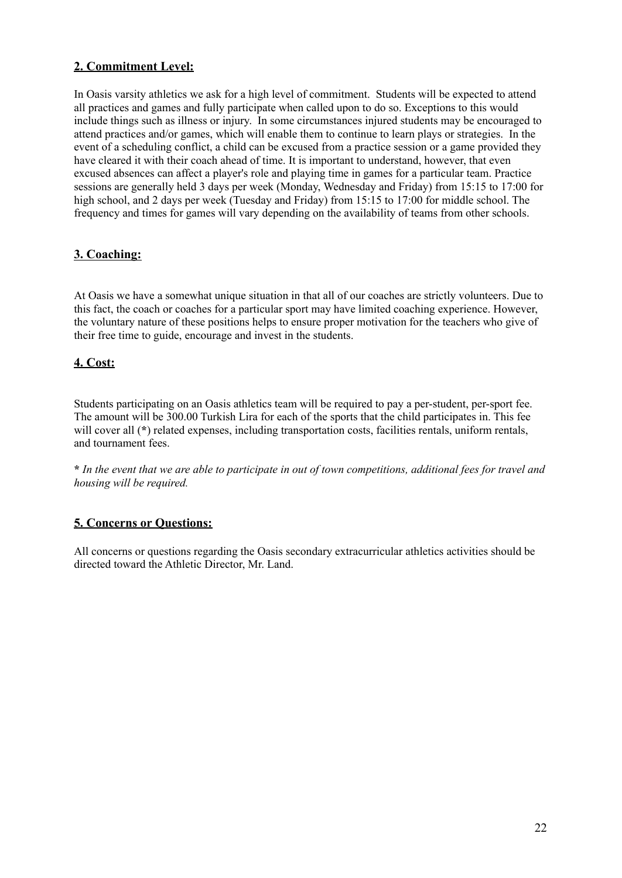## 2. Commitment Level:

In Oasis varsity athletics we ask for a high level of commitment. Students will be expected to attend all practices and games and fully participate when called upon to do so. Exceptions to this would include things such as illness or injury. In some circumstances injured students may be encouraged to attend practices and/or games, which will enable them to continue to learn plays or strategies. In the event of a scheduling conflict, a child can be excused from a practice session or a game provided they have cleared it with their coach ahead of time. It is important to understand, however, that even excused absences can affect a player's role and playing time in games for a particular team. Practice sessions are generally held 3 days per week (Monday, Wednesday and Friday) from 15:15 to 17:00 for high school, and 2 days per week (Tuesday and Friday) from 15:15 to 17:00 for middle school. The frequency and times for games will vary depending on the availability of teams from other schools.

## 3. Coaching:

At Oasis we have a somewhat unique situation in that all of our coaches are strictly volunteers. Due to this fact, the coach or coaches for a particular sport may have limited coaching experience. However, the voluntary nature of these positions helps to ensure proper motivation for the teachers who give of their free time to guide, encourage and invest in the students.

## 4. Cost:

Students participating on an Oasis athletics team will be required to pay a per-student, per-sport fee. The amount will be 300.00 Turkish Lira for each of the sports that the child participates in. This fee will cover all (**\***) related expenses, including transportation costs, facilities rentals, uniform rentals, and tournament fees.

**\*** *In the event that we are able to participate in out of town competitions, additional fees for travel and housing will be required.*

## 5. Concerns or Questions:

All concerns or questions regarding the Oasis secondary extracurricular athletics activities should be directed toward the Athletic Director, Mr. Land.